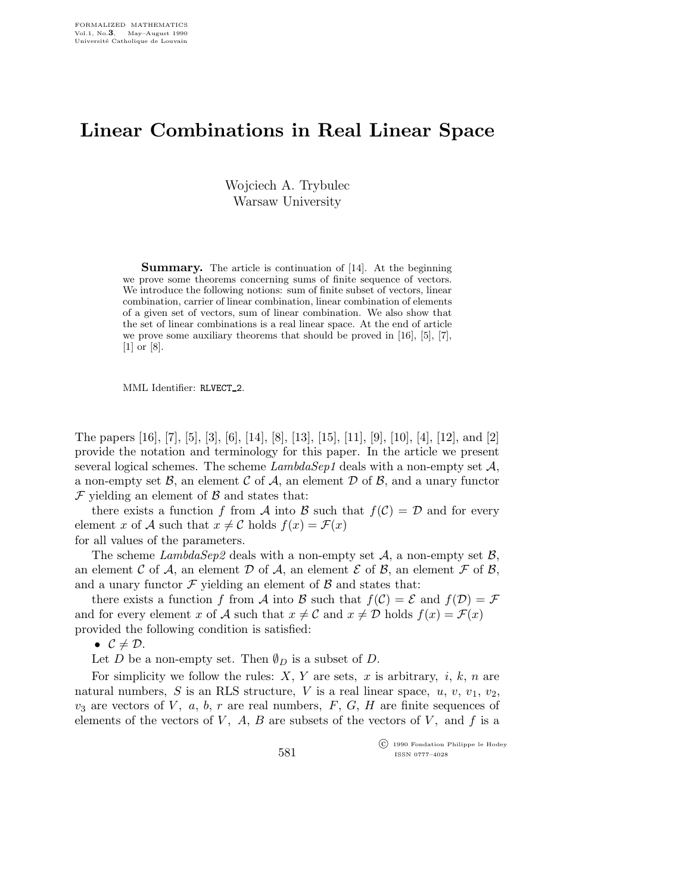# Linear Combinations in Real Linear Space

Wojciech A. Trybulec
Warsaw University

**Summary.** The article is continuation of [14]. At the beginning we prove some theorems concerning sums of finite sequence of vectors. We introduce the following notions: sum of finite subset of vectors, linear combination, carrier of linear combination, linear combination of elements of a given set of vectors, sum of linear combination. We also show that the set of linear combinations is a real linear space. At the end of article we prove some auxiliary theorems that should be proved in [16], [5], [7], [1] or [8].

MML Identifier: RLVECT_2.

The papers [16], [7], [5], [3], [6], [14], [8], [13], [15], [11], [9], [10], [4], [12], and [2] provide the notation and terminology for this paper. In the article we present several logical schemes. The scheme *LambdaSep1* deals with a non-empty set $\mathcal{A}$, a non-empty set $\mathcal{B}$, an element $\mathcal{C}$ of $\mathcal{A}$, an element $\mathcal{D}$ of $\mathcal{B}$, and a unary functor $\mathcal{F}$ yielding an element of $\mathcal{B}$ and states that:

there exists a function $f$ from $\mathcal{A}$ into $\mathcal{B}$ such that $f(\mathcal{C}) = \mathcal{D}$ and for every element $x$ of $\mathcal{A}$ such that $x \neq \mathcal{C}$ holds $f(x) = \mathcal{F}(x)$

for all values of the parameters.

The scheme *LambdaSep2* deals with a non-empty set $\mathcal{A}$, a non-empty set $\mathcal{B}$, an element $\mathcal{C}$ of $\mathcal{A}$, an element $\mathcal{D}$ of $\mathcal{A}$, an element $\mathcal{E}$ of $\mathcal{B}$, an element $\mathcal{F}$ of $\mathcal{B}$, and a unary functor $\mathcal{F}$ yielding an element of $\mathcal{B}$ and states that:

there exists a function $f$ from $\mathcal{A}$ into $\mathcal{B}$ such that $f(\mathcal{C}) = \mathcal{E}$ and $f(\mathcal{D}) = \mathcal{F}$ and for every element $x$ of $\mathcal{A}$ such that $x \neq \mathcal{C}$ and $x \neq \mathcal{D}$ holds $f(x) = \mathcal{F}(x)$

provided the following condition is satisfied:

- $\mathcal{C} \neq \mathcal{D}$.

Let $D$ be a non-empty set. Then $\emptyset_D$ is a subset of $D$.

For simplicity we follow the rules: $X$, $Y$ are sets, $x$ is arbitrary, $i$, $k$, $n$ are natural numbers, $S$ is an RLS structure, $V$ is a real linear space, $u$, $v$, $v_1$, $v_2$, $v_3$ are vectors of $V$, $a$, $b$, $r$ are real numbers, $F$, $G$, $H$ are finite sequences of elements of the vectors of $V$, $A$, $B$ are subsets of the vectors of $V$, and $f$ is a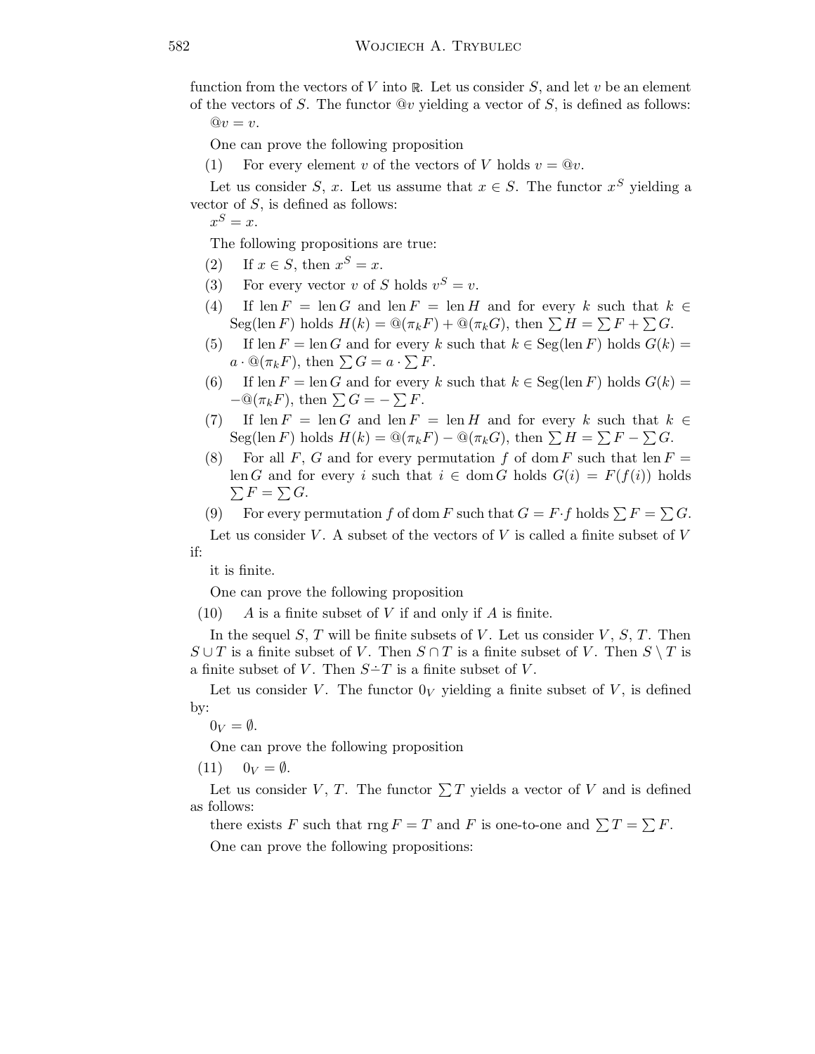function from the vectors of $V$ into $\mathbb{R}$. Let us consider $S$, and let $v$ be an element of the vectors of $S$. The functor $@v$ yielding a vector of $S$, is defined as follows:

$@v = v$.

One can prove the following proposition

(1) For every element $v$ of the vectors of $V$ holds $v = @v$.

Let us consider $S$, $x$. Let us assume that $x \in S$. The functor $x^S$ yielding a vector of $S$, is defined as follows:

$x^S = x$.

The following propositions are true:

(2) If $x \in S$, then $x^S = x$.

(3) For every vector $v$ of $S$ holds $v^S = v$.

(4) If $\operatorname{len} F = \operatorname{len} G$ and $\operatorname{len} F = \operatorname{len} H$ and for every $k$ such that $k \in \operatorname{Seg}(\operatorname{len} F)$ holds $H(k) = @(\pi_k F) + @(\pi_k G)$, then $\sum H = \sum F + \sum G$.

(5) If $\operatorname{len} F = \operatorname{len} G$ and for every $k$ such that $k \in \operatorname{Seg}(\operatorname{len} F)$ holds $G(k) = a \cdot @(\pi_k F)$, then $\sum G = a \cdot \sum F$.

(6) If $\operatorname{len} F = \operatorname{len} G$ and for every $k$ such that $k \in \operatorname{Seg}(\operatorname{len} F)$ holds $G(k) = -@(\pi_k F)$, then $\sum G = -\sum F$.

(7) If $\operatorname{len} F = \operatorname{len} G$ and $\operatorname{len} F = \operatorname{len} H$ and for every $k$ such that $k \in \operatorname{Seg}(\operatorname{len} F)$ holds $H(k) = @(\pi_k F) - @(\pi_k G)$, then $\sum H = \sum F - \sum G$.

(8) For all $F$, $G$ and for every permutation $f$ of $\operatorname{dom} F$ such that $\operatorname{len} F = \operatorname{len} G$ and for every $i$ such that $i \in \operatorname{dom} G$ holds $G(i) = F(f(i))$ holds $\sum F = \sum G$.

(9) For every permutation $f$ of $\operatorname{dom} F$ such that $G = F \cdot f$ holds $\sum F = \sum G$.

Let us consider $V$. A subset of the vectors of $V$ is called a finite subset of $V$ if:

it is finite.

One can prove the following proposition

(10) $A$ is a finite subset of $V$ if and only if $A$ is finite.

In the sequel $S$, $T$ will be finite subsets of $V$. Let us consider $V$, $S$, $T$. Then $S \cup T$ is a finite subset of $V$. Then $S \cap T$ is a finite subset of $V$. Then $S \setminus T$ is a finite subset of $V$. Then $S \dot{-} T$ is a finite subset of $V$.

Let us consider $V$. The functor $0_V$ yielding a finite subset of $V$, is defined by:

$0_V = \emptyset$.

One can prove the following proposition

(11) $0_V = \emptyset$.

Let us consider $V$, $T$. The functor $\sum T$ yields a vector of $V$ and is defined as follows:

there exists $F$ such that $\operatorname{rng} F = T$ and $F$ is one-to-one and $\sum T = \sum F$.

One can prove the following propositions: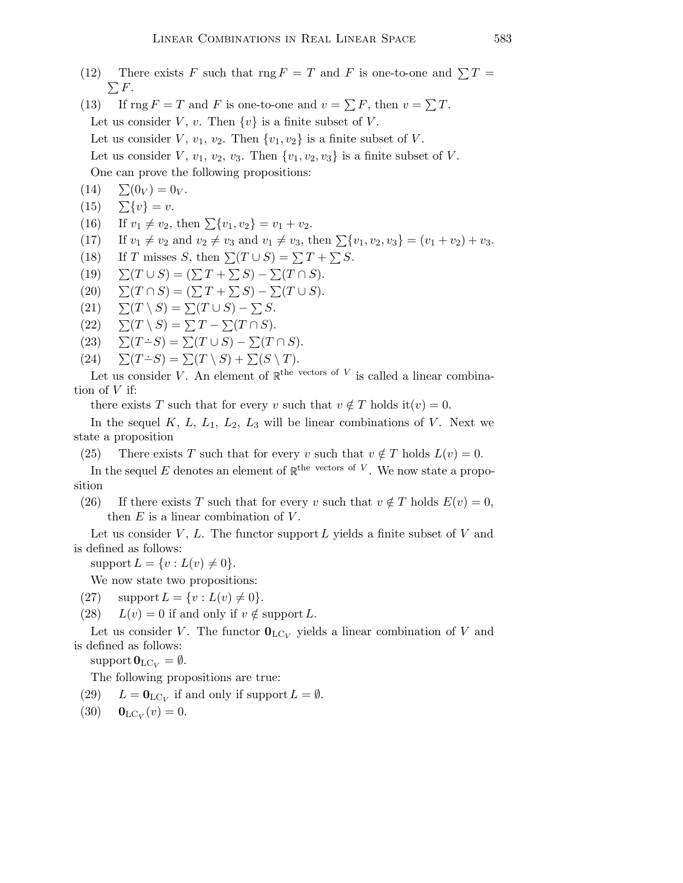(12) There exists $F$ such that $\operatorname{rng} F = T$ and $F$ is one-to-one and $\sum T = \sum F$.

(13) If $\operatorname{rng} F = T$ and $F$ is one-to-one and $v = \sum F$, then $v = \sum T$.

Let us consider $V$, $v$. Then $\{v\}$ is a finite subset of $V$.

Let us consider $V$, $v_1$, $v_2$. Then $\{v_1, v_2\}$ is a finite subset of $V$.

Let us consider $V$, $v_1$, $v_2$, $v_3$. Then $\{v_1, v_2, v_3\}$ is a finite subset of $V$.

One can prove the following propositions:

(14) $\sum(0_V) = 0_V$.

(15) $\sum\{v\} = v$.

(16) If $v_1 \neq v_2$, then $\sum\{v_1, v_2\} = v_1 + v_2$.

(17) If $v_1 \neq v_2$ and $v_2 \neq v_3$ and $v_1 \neq v_3$, then $\sum\{v_1, v_2, v_3\} = (v_1 + v_2) + v_3$.

(18) If $T$ misses $S$, then $\sum(T \cup S) = \sum T + \sum S$.

(19) $\sum(T \cup S) = (\sum T + \sum S) - \sum(T \cap S)$.

(20) $\sum(T \cap S) = (\sum T + \sum S) - \sum(T \cup S)$.

(21) $\sum(T \setminus S) = \sum(T \cup S) - \sum S$.

(22) $\sum(T \setminus S) = \sum T - \sum(T \cap S)$.

(23) $\sum(T \dot{-} S) = \sum(T \cup S) - \sum(T \cap S)$.

(24) $\sum(T \dot{-} S) = \sum(T \setminus S) + \sum(S \setminus T)$.

Let us consider $V$. An element of $\mathbb{R}^{\text{the vectors of } V}$ is called a linear combination of $V$ if:

there exists $T$ such that for every $v$ such that $v \notin T$ holds $\operatorname{it}(v) = 0$.

In the sequel $K$, $L$, $L_1$, $L_2$, $L_3$ will be linear combinations of $V$. Next we state a proposition

(25) There exists $T$ such that for every $v$ such that $v \notin T$ holds $L(v) = 0$.

In the sequel $E$ denotes an element of $\mathbb{R}^{\text{the vectors of } V}$. We now state a proposition

(26) If there exists $T$ such that for every $v$ such that $v \notin T$ holds $E(v) = 0$, then $E$ is a linear combination of $V$.

Let us consider $V$, $L$. The functor $\operatorname{support} L$ yields a finite subset of $V$ and is defined as follows:

$\operatorname{support} L = \{v : L(v) \neq 0\}$.

We now state two propositions:

(27) $\operatorname{support} L = \{v : L(v) \neq 0\}$.

(28) $L(v) = 0$ if and only if $v \notin \operatorname{support} L$.

Let us consider $V$. The functor $\mathbf{0}_{\mathrm{LC}_V}$ yields a linear combination of $V$ and is defined as follows:

$\operatorname{support} \mathbf{0}_{\mathrm{LC}_V} = \emptyset$.

The following propositions are true:

(29) $L = \mathbf{0}_{\mathrm{LC}_V}$ if and only if $\operatorname{support} L = \emptyset$.

(30) $\mathbf{0}_{\mathrm{LC}_V}(v) = 0$.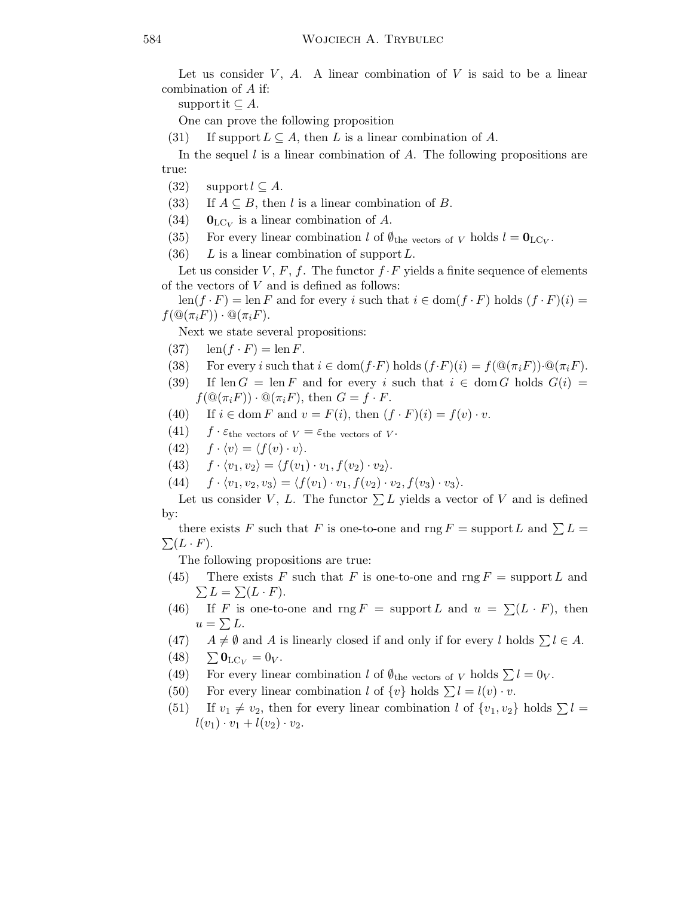Let us consider $V$, $A$. A linear combination of $V$ is said to be a linear combination of $A$ if:

support it $\subseteq A$.

One can prove the following proposition

(31) If support $L \subseteq A$, then $L$ is a linear combination of $A$.

In the sequel $l$ is a linear combination of $A$. The following propositions are true:

(32) support $l \subseteq A$.

(33) If $A \subseteq B$, then $l$ is a linear combination of $B$.

(34) $\mathbf{0}_{\mathrm{LC}_V}$ is a linear combination of $A$.

(35) For every linear combination $l$ of $\emptyset_{\text{the vectors of } V}$ holds $l = \mathbf{0}_{\mathrm{LC}_V}$.

(36) $L$ is a linear combination of support $L$.

Let us consider $V$, $F$, $f$. The functor $f \cdot F$ yields a finite sequence of elements of the vectors of $V$ and is defined as follows:

$\mathrm{len}(f \cdot F) = \mathrm{len}\, F$ and for every $i$ such that $i \in \mathrm{dom}(f \cdot F)$ holds $(f \cdot F)(i) = f(@(\pi_i F)) \cdot @(\pi_i F)$.

Next we state several propositions:

(37) $\mathrm{len}(f \cdot F) = \mathrm{len}\, F$.

(38) For every $i$ such that $i \in \mathrm{dom}(f \cdot F)$ holds $(f \cdot F)(i) = f(@(\pi_i F)) \cdot @(\pi_i F)$.

(39) If $\mathrm{len}\, G = \mathrm{len}\, F$ and for every $i$ such that $i \in \mathrm{dom}\, G$ holds $G(i) = f(@(\pi_i F)) \cdot @(\pi_i F)$, then $G = f \cdot F$.

(40) If $i \in \mathrm{dom}\, F$ and $v = F(i)$, then $(f \cdot F)(i) = f(v) \cdot v$.

(41) $f \cdot \varepsilon_{\text{the vectors of } V} = \varepsilon_{\text{the vectors of } V}$.

(42) $f \cdot \langle v \rangle = \langle f(v) \cdot v \rangle$.

(43) $f \cdot \langle v_1, v_2 \rangle = \langle f(v_1) \cdot v_1, f(v_2) \cdot v_2 \rangle$.

(44) $f \cdot \langle v_1, v_2, v_3 \rangle = \langle f(v_1) \cdot v_1, f(v_2) \cdot v_2, f(v_3) \cdot v_3 \rangle$.

Let us consider $V$, $L$. The functor $\sum L$ yields a vector of $V$ and is defined by:

there exists $F$ such that $F$ is one-to-one and $\mathrm{rng}\, F = \mathrm{support}\, L$ and $\sum L = \sum (L \cdot F)$.

The following propositions are true:

(45) There exists $F$ such that $F$ is one-to-one and $\mathrm{rng}\, F = \mathrm{support}\, L$ and $\sum L = \sum (L \cdot F)$.

(46) If $F$ is one-to-one and $\mathrm{rng}\, F = \mathrm{support}\, L$ and $u = \sum (L \cdot F)$, then $u = \sum L$.

(47) $A \neq \emptyset$ and $A$ is linearly closed if and only if for every $l$ holds $\sum l \in A$.

(48) $\sum \mathbf{0}_{\mathrm{LC}_V} = 0_V$.

(49) For every linear combination $l$ of $\emptyset_{\text{the vectors of } V}$ holds $\sum l = 0_V$.

(50) For every linear combination $l$ of $\{v\}$ holds $\sum l = l(v) \cdot v$.

(51) If $v_1 \neq v_2$, then for every linear combination $l$ of $\{v_1, v_2\}$ holds $\sum l = l(v_1) \cdot v_1 + l(v_2) \cdot v_2$.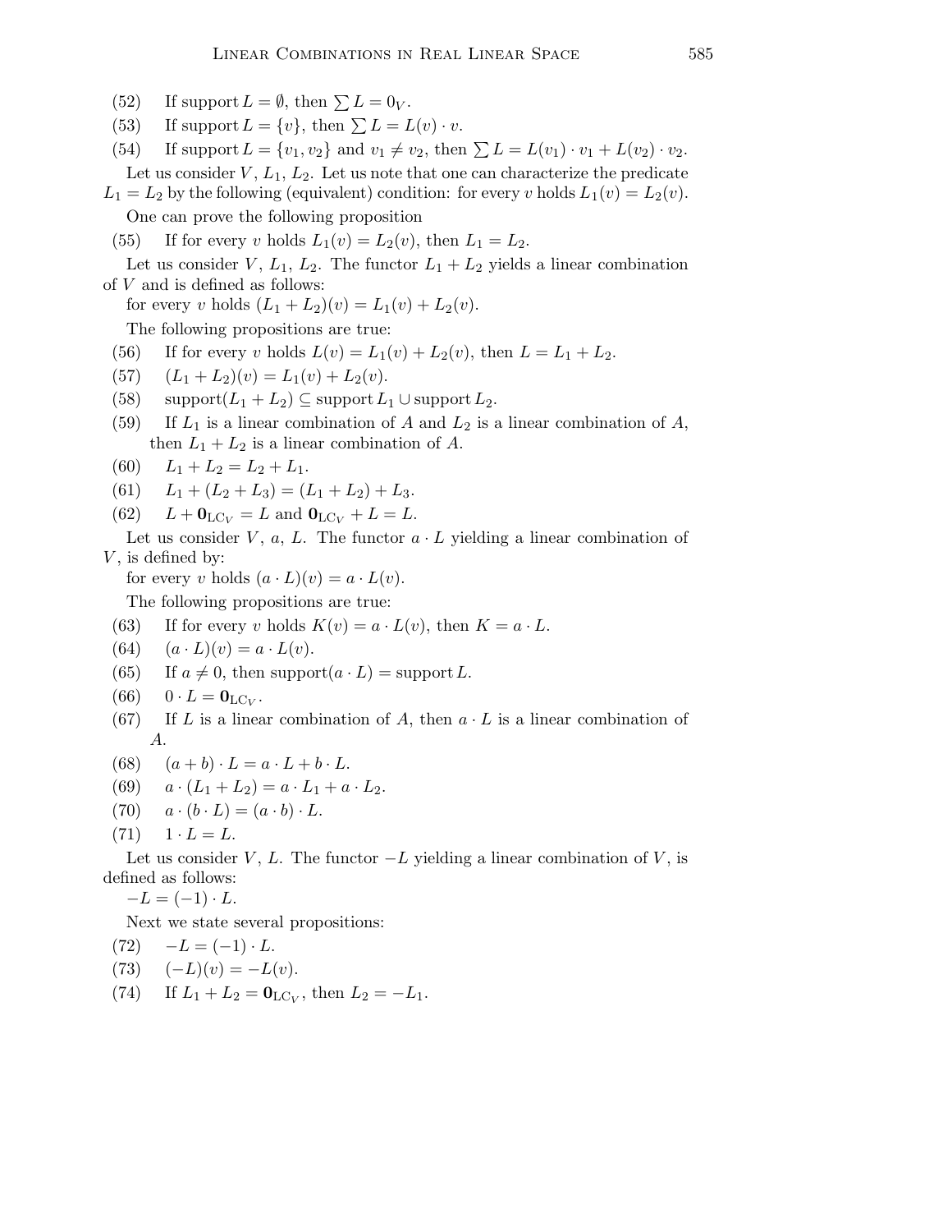(52) If support $L = \emptyset$, then $\sum L = 0_V$.

(53) If support $L = \{v\}$, then $\sum L = L(v) \cdot v$.

(54) If support $L = \{v_1, v_2\}$ and $v_1 \neq v_2$, then $\sum L = L(v_1) \cdot v_1 + L(v_2) \cdot v_2$.

Let us consider $V$, $L_1$, $L_2$. Let us note that one can characterize the predicate $L_1 = L_2$ by the following (equivalent) condition: for every $v$ holds $L_1(v) = L_2(v)$.

One can prove the following proposition

(55) If for every $v$ holds $L_1(v) = L_2(v)$, then $L_1 = L_2$.

Let us consider $V$, $L_1$, $L_2$. The functor $L_1 + L_2$ yields a linear combination of $V$ and is defined as follows:

for every $v$ holds $(L_1 + L_2)(v) = L_1(v) + L_2(v)$.

The following propositions are true:

(56) If for every $v$ holds $L(v) = L_1(v) + L_2(v)$, then $L = L_1 + L_2$.

(57) $(L_1 + L_2)(v) = L_1(v) + L_2(v)$.

(58) $\mathrm{support}(L_1 + L_2) \subseteq \mathrm{support}\, L_1 \cup \mathrm{support}\, L_2$.

(59) If $L_1$ is a linear combination of $A$ and $L_2$ is a linear combination of $A$, then $L_1 + L_2$ is a linear combination of $A$.

(60) $L_1 + L_2 = L_2 + L_1$.

(61) $L_1 + (L_2 + L_3) = (L_1 + L_2) + L_3$.

(62) $L + \mathbf{0}_{\mathrm{LC}_V} = L$ and $\mathbf{0}_{\mathrm{LC}_V} + L = L$.

Let us consider $V$, $a$, $L$. The functor $a \cdot L$ yielding a linear combination of $V$, is defined by:

for every $v$ holds $(a \cdot L)(v) = a \cdot L(v)$.

The following propositions are true:

(63) If for every $v$ holds $K(v) = a \cdot L(v)$, then $K = a \cdot L$.

(64) $(a \cdot L)(v) = a \cdot L(v)$.

(65) If $a \neq 0$, then $\mathrm{support}(a \cdot L) = \mathrm{support}\, L$.

(66) $0 \cdot L = \mathbf{0}_{\mathrm{LC}_V}$.

(67) If $L$ is a linear combination of $A$, then $a \cdot L$ is a linear combination of $A$.

(68) $(a + b) \cdot L = a \cdot L + b \cdot L$.

(69) $a \cdot (L_1 + L_2) = a \cdot L_1 + a \cdot L_2$.

(70) $a \cdot (b \cdot L) = (a \cdot b) \cdot L$.

(71) $1 \cdot L = L$.

Let us consider $V$, $L$. The functor $-L$ yielding a linear combination of $V$, is defined as follows:

$-L = (-1) \cdot L$.

Next we state several propositions:

(72) $-L = (-1) \cdot L$.

(73) $(-L)(v) = -L(v)$.

(74) If $L_1 + L_2 = \mathbf{0}_{\mathrm{LC}_V}$, then $L_2 = -L_1$.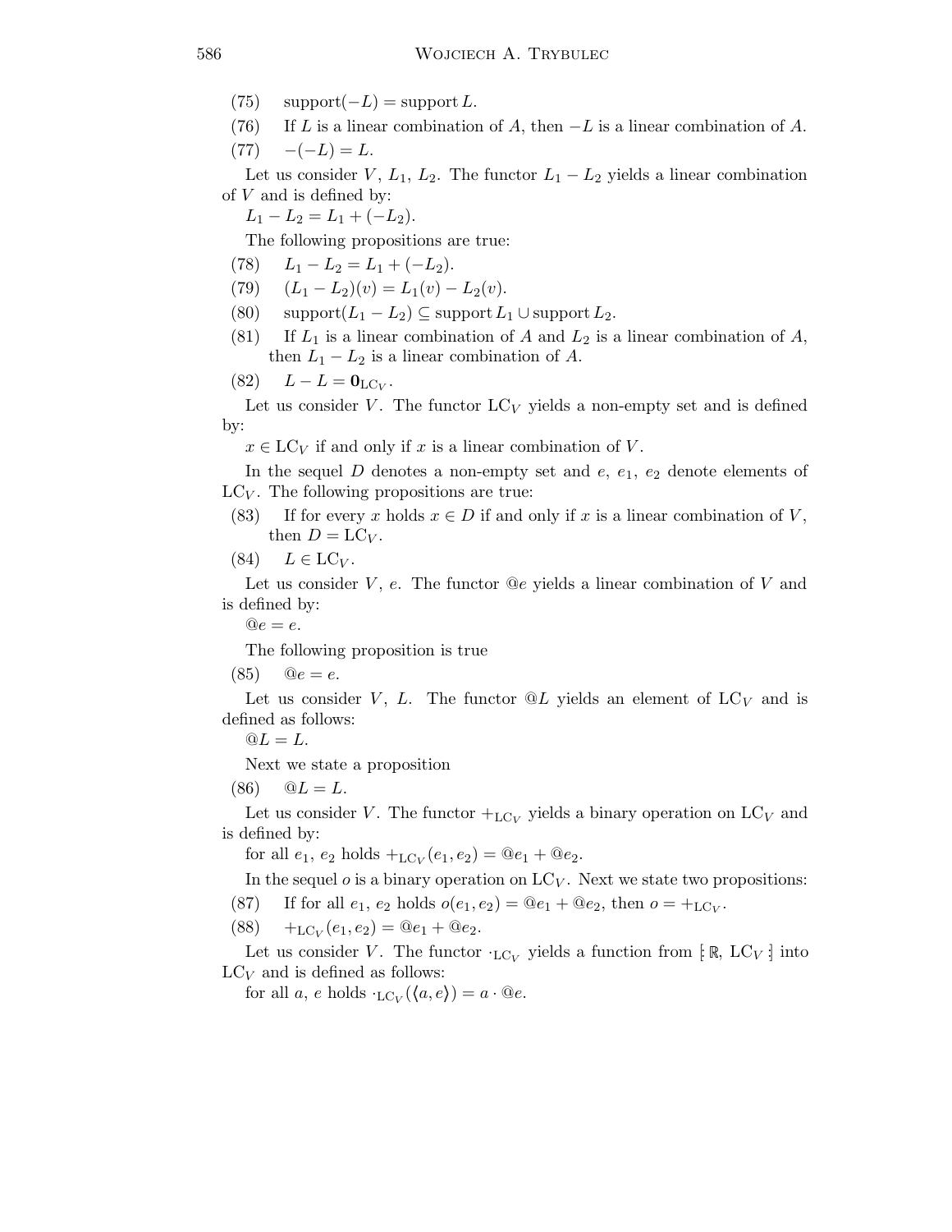(75) $\operatorname{support}(-L) = \operatorname{support} L$.

(76) If $L$ is a linear combination of $A$, then $-L$ is a linear combination of $A$.

(77) $-(-L) = L$.

Let us consider $V$, $L_1$, $L_2$. The functor $L_1 - L_2$ yields a linear combination of $V$ and is defined by:

$L_1 - L_2 = L_1 + (-L_2)$.

The following propositions are true:

(78) $L_1 - L_2 = L_1 + (-L_2)$.

(79) $(L_1 - L_2)(v) = L_1(v) - L_2(v)$.

(80) $\operatorname{support}(L_1 - L_2) \subseteq \operatorname{support} L_1 \cup \operatorname{support} L_2$.

(81) If $L_1$ is a linear combination of $A$ and $L_2$ is a linear combination of $A$, then $L_1 - L_2$ is a linear combination of $A$.

(82) $L - L = \mathbf{0}_{\mathrm{LC}_V}$.

Let us consider $V$. The functor $\mathrm{LC}_V$ yields a non-empty set and is defined by:

$x \in \mathrm{LC}_V$ if and only if $x$ is a linear combination of $V$.

In the sequel $D$ denotes a non-empty set and $e$, $e_1$, $e_2$ denote elements of $\mathrm{LC}_V$. The following propositions are true:

(83) If for every $x$ holds $x \in D$ if and only if $x$ is a linear combination of $V$, then $D = \mathrm{LC}_V$.

(84) $L \in \mathrm{LC}_V$.

Let us consider $V$, $e$. The functor $@e$ yields a linear combination of $V$ and is defined by:

$@e = e$.

The following proposition is true

(85) $@e = e$.

Let us consider $V$, $L$. The functor $@L$ yields an element of $\mathrm{LC}_V$ and is defined as follows:

$@L = L$.

Next we state a proposition

(86) $@L = L$.

Let us consider $V$. The functor $+_{\mathrm{LC}_V}$ yields a binary operation on $\mathrm{LC}_V$ and is defined by:

for all $e_1$, $e_2$ holds $+_{\mathrm{LC}_V}(e_1, e_2) = @e_1 + @e_2$.

In the sequel $o$ is a binary operation on $\mathrm{LC}_V$. Next we state two propositions:

(87) If for all $e_1$, $e_2$ holds $o(e_1, e_2) = @e_1 + @e_2$, then $o = +_{\mathrm{LC}_V}$.

(88) $+_{\mathrm{LC}_V}(e_1, e_2) = @e_1 + @e_2$.

Let us consider $V$. The functor $\cdot_{\mathrm{LC}_V}$ yields a function from $[\!:\mathbb{R}, \mathrm{LC}_V:\!]$ into $\mathrm{LC}_V$ and is defined as follows:

for all $a$, $e$ holds $\cdot_{\mathrm{LC}_V}(\langle a, e \rangle) = a \cdot @e$.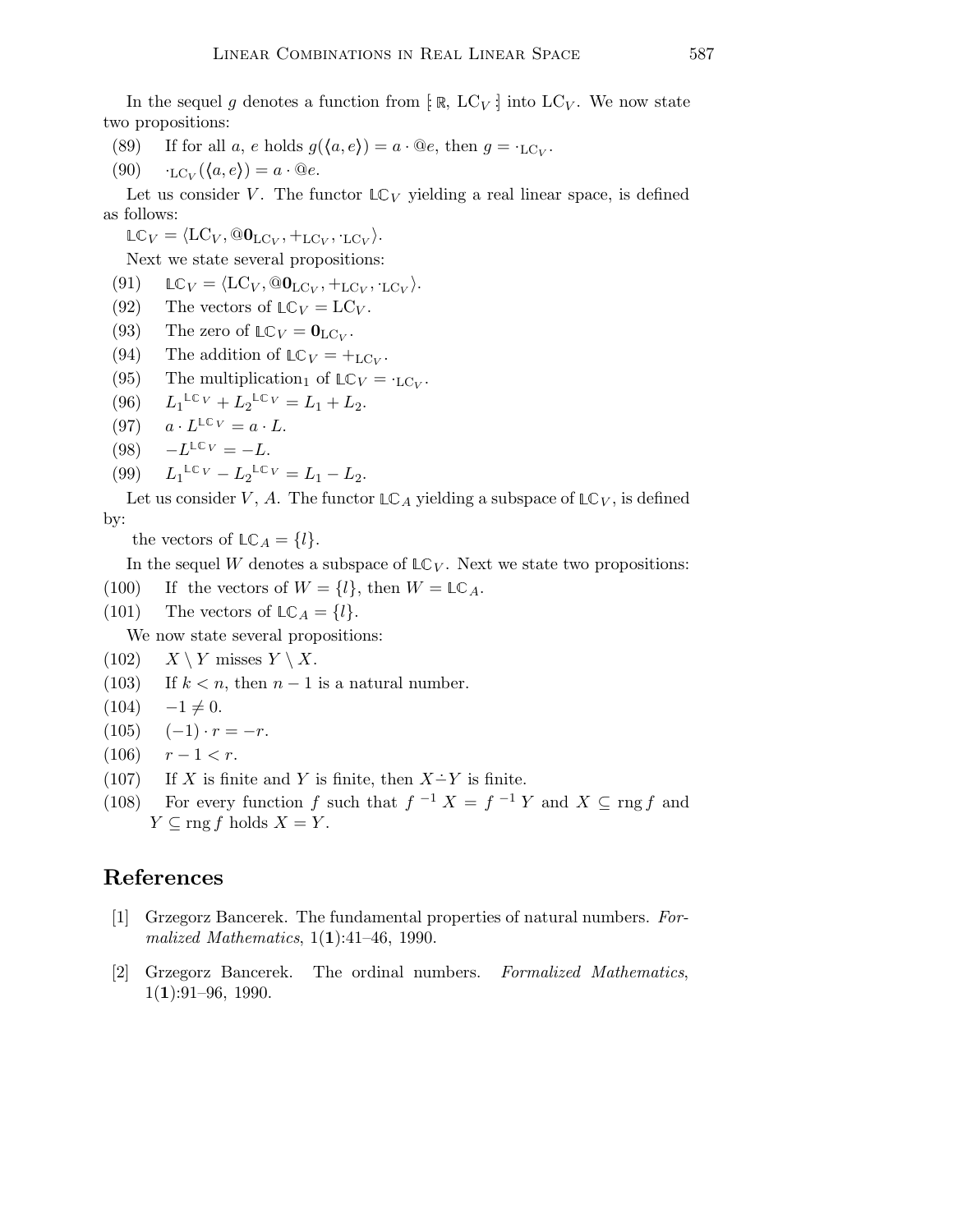In the sequel $g$ denotes a function from $[\!:\mathbb{R}, \mathrm{LC}_V:\!]$ into $\mathrm{LC}_V$. We now state two propositions:

(89) If for all $a$, $e$ holds $g(\langle a, e\rangle) = a \cdot @e$, then $g = \cdot_{\mathrm{LC}_V}$.

(90) $\cdot_{\mathrm{LC}_V}(\langle a, e\rangle) = a \cdot @e$.

Let us consider $V$. The functor $\mathbb{LC}_V$ yielding a real linear space, is defined as follows:

$\mathbb{LC}_V = \langle \mathrm{LC}_V, @\mathbf{0}_{\mathrm{LC}_V}, +_{\mathrm{LC}_V}, \cdot_{\mathrm{LC}_V}\rangle$.

Next we state several propositions:

(91) $\mathbb{LC}_V = \langle \mathrm{LC}_V, @\mathbf{0}_{\mathrm{LC}_V}, +_{\mathrm{LC}_V}, \cdot_{\mathrm{LC}_V}\rangle$.

(92) The vectors of $\mathbb{LC}_V = \mathrm{LC}_V$.

(93) The zero of $\mathbb{LC}_V = \mathbf{0}_{\mathrm{LC}_V}$.

(94) The addition of $\mathbb{LC}_V = +_{\mathrm{LC}_V}$.

(95) The multiplication$_1$ of $\mathbb{LC}_V = \cdot_{\mathrm{LC}_V}$.

(96) $L_1{}^{\mathbb{LC}_V} + L_2{}^{\mathbb{LC}_V} = L_1 + L_2$.

(97) $a \cdot L^{\mathbb{LC}_V} = a \cdot L$.

(98) $-L^{\mathbb{LC}_V} = -L$.

(99) $L_1{}^{\mathbb{LC}_V} - L_2{}^{\mathbb{LC}_V} = L_1 - L_2$.

Let us consider $V$, $A$. The functor $\mathbb{LC}_A$ yielding a subspace of $\mathbb{LC}_V$, is defined by:

the vectors of $\mathbb{LC}_A = \{l\}$.

In the sequel $W$ denotes a subspace of $\mathbb{LC}_V$. Next we state two propositions:

(100) If the vectors of $W = \{l\}$, then $W = \mathbb{LC}_A$.

(101) The vectors of $\mathbb{LC}_A = \{l\}$.

We now state several propositions:

(102) $X \setminus Y$ misses $Y \setminus X$.

(103) If $k < n$, then $n - 1$ is a natural number.

(104) $-1 \neq 0$.

(105) $(-1) \cdot r = -r$.

(106) $r - 1 < r$.

(107) If $X$ is finite and $Y$ is finite, then $X \dot{-} Y$ is finite.

(108) For every function $f$ such that $f^{-1}\,X = f^{-1}\,Y$ and $X \subseteq \operatorname{rng} f$ and $Y \subseteq \operatorname{rng} f$ holds $X = Y$.

## References

[1] Grzegorz Bancerek. The fundamental properties of natural numbers. *Formalized Mathematics*, 1(**1**):41–46, 1990.

[2] Grzegorz Bancerek. The ordinal numbers. *Formalized Mathematics*, 1(**1**):91–96, 1990.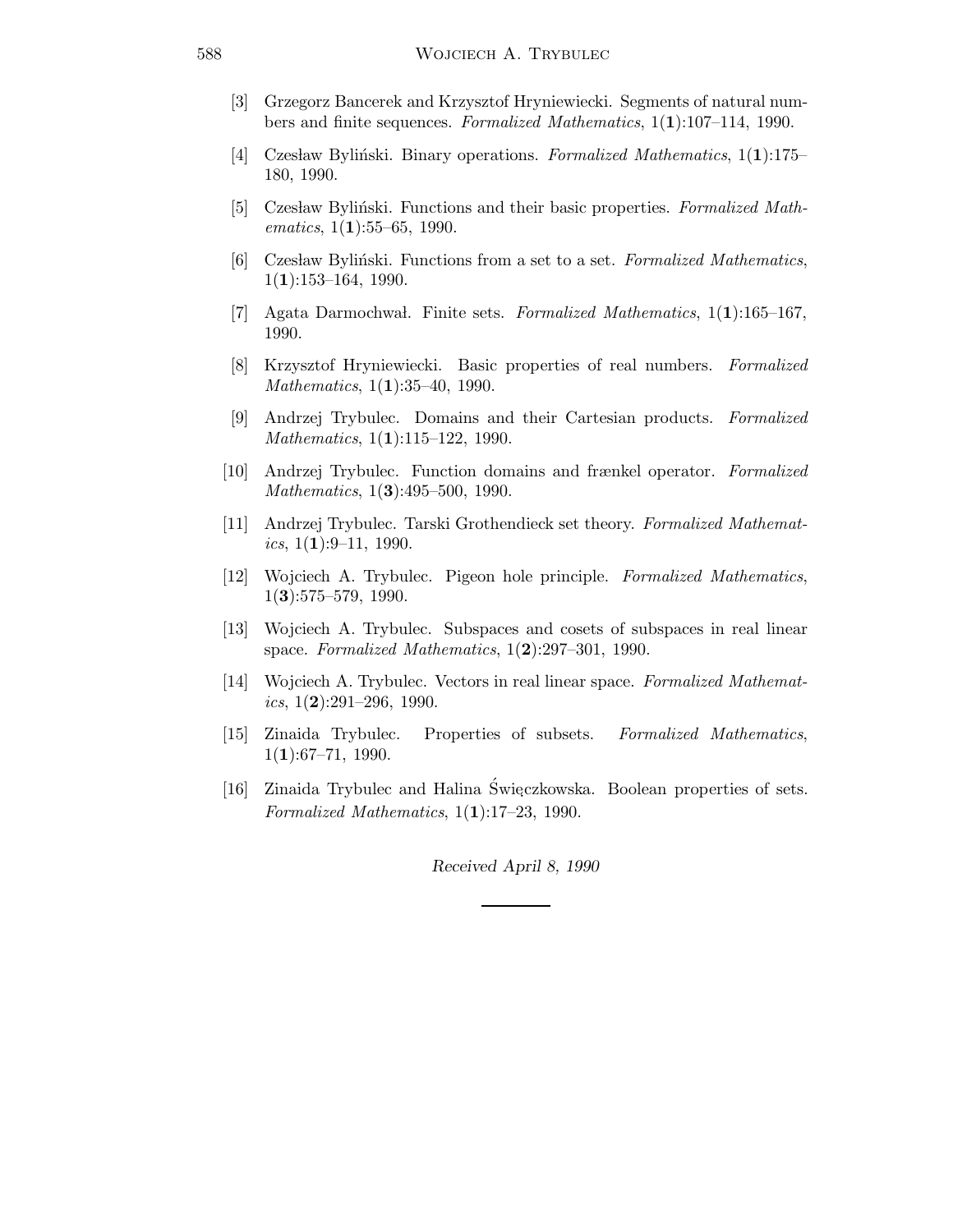[3] Grzegorz Bancerek and Krzysztof Hryniewiecki. Segments of natural numbers and finite sequences. *Formalized Mathematics*, 1(**1**):107–114, 1990.

[4] Czesław Byliński. Binary operations. *Formalized Mathematics*, 1(**1**):175–180, 1990.

[5] Czesław Byliński. Functions and their basic properties. *Formalized Mathematics*, 1(**1**):55–65, 1990.

[6] Czesław Byliński. Functions from a set to a set. *Formalized Mathematics*, 1(**1**):153–164, 1990.

[7] Agata Darmochwał. Finite sets. *Formalized Mathematics*, 1(**1**):165–167, 1990.

[8] Krzysztof Hryniewiecki. Basic properties of real numbers. *Formalized Mathematics*, 1(**1**):35–40, 1990.

[9] Andrzej Trybulec. Domains and their Cartesian products. *Formalized Mathematics*, 1(**1**):115–122, 1990.

[10] Andrzej Trybulec. Function domains and frænkel operator. *Formalized Mathematics*, 1(**3**):495–500, 1990.

[11] Andrzej Trybulec. Tarski Grothendieck set theory. *Formalized Mathematics*, 1(**1**):9–11, 1990.

[12] Wojciech A. Trybulec. Pigeon hole principle. *Formalized Mathematics*, 1(**3**):575–579, 1990.

[13] Wojciech A. Trybulec. Subspaces and cosets of subspaces in real linear space. *Formalized Mathematics*, 1(**2**):297–301, 1990.

[14] Wojciech A. Trybulec. Vectors in real linear space. *Formalized Mathematics*, 1(**2**):291–296, 1990.

[15] Zinaida Trybulec. Properties of subsets. *Formalized Mathematics*, 1(**1**):67–71, 1990.

[16] Zinaida Trybulec and Halina Święczkowska. Boolean properties of sets. *Formalized Mathematics*, 1(**1**):17–23, 1990.

*Received April 8, 1990*